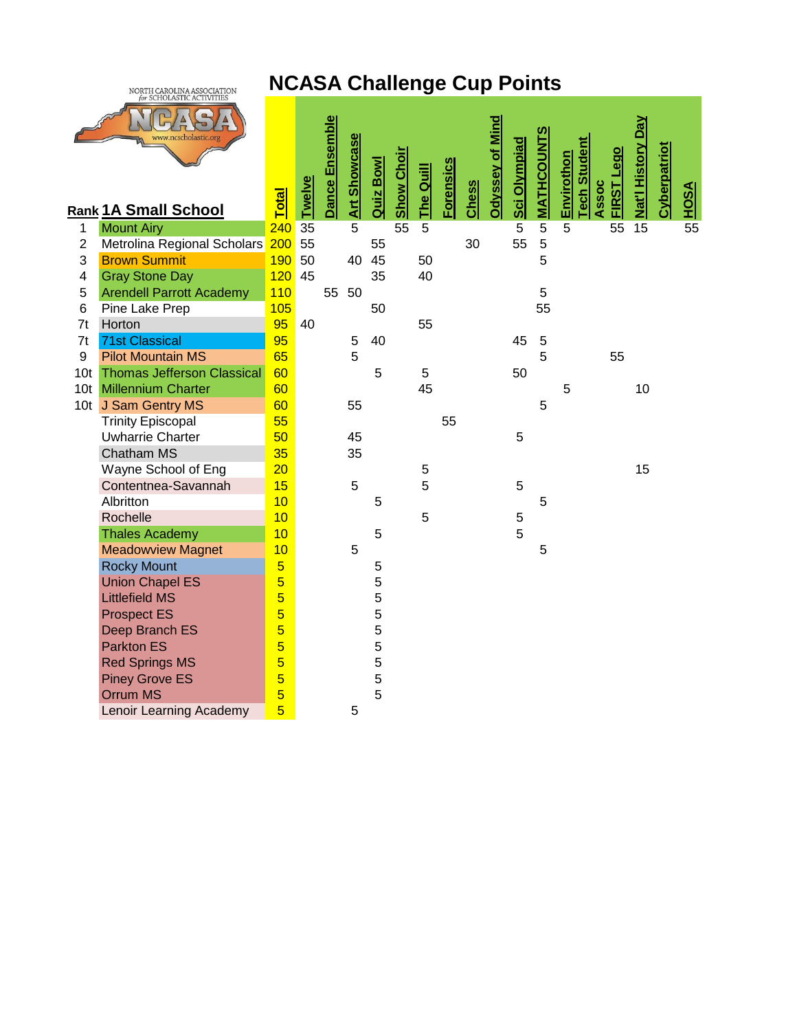# NCASA Challenge Cup Points

NORTH CAROLINA ASSOCIATION for SCHOLASTIC ACTIVITIES
NCASA
www.ncscholastic.org

| Rank | 1A Small School | Total | Twelve | Dance Ensemble | Art Showcase | Quiz Bowl | Show Choir | The Quill | Forensics | Chess | Odyssey of Mind | Sci Olympiad | MATHCOUNTS | Envirothon | Tech Student Assoc | FIRST Lego | Nat'l History Day | Cyberpatriot | HOSA |
|---|---|---|---|---|---|---|---|---|---|---|---|---|---|---|---|---|---|---|---|
| 1 | Mount Airy | 240 | 35 | | 5 | | 55 | 5 | | | | 5 | 5 | 5 | | 55 | 15 | | 55 |
| 2 | Metrolina Regional Scholars | 200 | 55 | | | 55 | | | | 30 | | 55 | 5 | | | | | | |
| 3 | Brown Summit | 190 | 50 | | 40 | 45 | | 50 | | | | | 5 | | | | | | |
| 4 | Gray Stone Day | 120 | 45 | | | 35 | | 40 | | | | | | | | | | | |
| 5 | Arendell Parrott Academy | 110 | | 55 | 50 | | | | | | | | 5 | | | | | | |
| 6 | Pine Lake Prep | 105 | | | | 50 | | | | | | | 55 | | | | | | |
| 7t | Horton | 95 | 40 | | | | | 55 | | | | | | | | | | | |
| 7t | 71st Classical | 95 | | | 5 | 40 | | | | | | 45 | 5 | | | | | | |
| 9 | Pilot Mountain MS | 65 | | | 5 | | | | | | | | 5 | | | 55 | | | |
| 10t | Thomas Jefferson Classical | 60 | | | | 5 | | 5 | | | | 50 | | | | | | | |
| 10t | Millennium Charter | 60 | | | | | | 45 | | | | | | 5 | | | 10 | | |
| 10t | J Sam Gentry MS | 60 | | | 55 | | | | | | | | 5 | | | | | | |
| | Trinity Episcopal | 55 | | | | | | | 55 | | | | | | | | | | |
| | Uwharrie Charter | 50 | | | 45 | | | | | | | 5 | | | | | | | |
| | Chatham MS | 35 | | | 35 | | | | | | | | | | | | | | |
| | Wayne School of Eng | 20 | | | | | | 5 | | | | | | | | | 15 | | |
| | Contentnea-Savannah | 15 | | | 5 | | | 5 | | | | 5 | | | | | | | |
| | Albritton | 10 | | | | 5 | | | | | | | 5 | | | | | | |
| | Rochelle | 10 | | | | | | 5 | | | | 5 | | | | | | | |
| | Thales Academy | 10 | | | | 5 | | | | | | 5 | | | | | | | |
| | Meadowview Magnet | 10 | | | 5 | | | | | | | | 5 | | | | | | |
| | Rocky Mount | 5 | | | | 5 | | | | | | | | | | | | | |
| | Union Chapel ES | 5 | | | | 5 | | | | | | | | | | | | | |
| | Littlefield MS | 5 | | | | 5 | | | | | | | | | | | | | |
| | Prospect ES | 5 | | | | 5 | | | | | | | | | | | | | |
| | Deep Branch ES | 5 | | | | 5 | | | | | | | | | | | | | |
| | Parkton ES | 5 | | | | 5 | | | | | | | | | | | | | |
| | Red Springs MS | 5 | | | | 5 | | | | | | | | | | | | | |
| | Piney Grove ES | 5 | | | | 5 | | | | | | | | | | | | | |
| | Orrum MS | 5 | | | | 5 | | | | | | | | | | | | | |
| | Lenoir Learning Academy | 5 | | | 5 | | | | | | | | | | | | | | |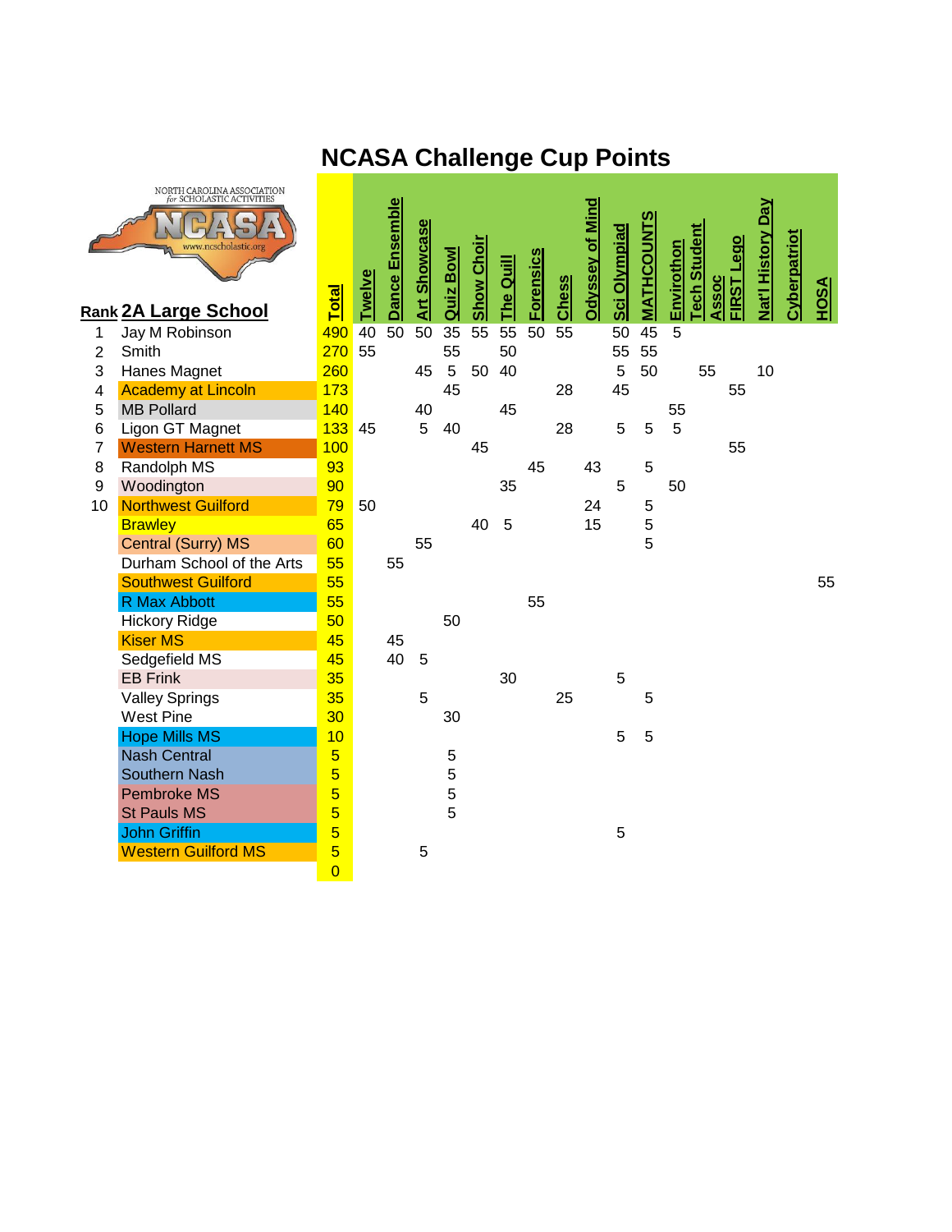# NCASA Challenge Cup Points

NORTH CAROLINA ASSOCIATION for SCHOLASTIC ACTIVITIES
NCASA
www.ncscholastic.org

| Rank | 2A Large School | Total | Twelve | Dance Ensemble | Art Showcase | Quiz Bowl | Show Choir | The Quill | Forensics | Chess | Odyssey of Mind | Sci Olympiad | MATHCOUNTS | Envirothon | Tech Student Assoc | FIRST Lego | Nat'l History Day | Cyberpatriot | HOSA |
|---|---|---|---|---|---|---|---|---|---|---|---|---|---|---|---|---|---|---|---|
| 1 | Jay M Robinson | 490 | 40 | 50 | 50 | 35 | 55 | 55 | 50 | 55 | | 50 | 45 | 5 | | | | | |
| 2 | Smith | 270 | 55 | | | 55 | | 50 | | | | 55 | 55 | | | | | | |
| 3 | Hanes Magnet | 260 | | | 45 | 5 | 50 | 40 | | | | 5 | 50 | | 55 | | 10 | | |
| 4 | Academy at Lincoln | 173 | | | | 45 | | | | 28 | | 45 | | | | 55 | | | |
| 5 | MB Pollard | 140 | | | 40 | | | 45 | | | | | | 55 | | | | | |
| 6 | Ligon GT Magnet | 133 | 45 | | 5 | 40 | | | | 28 | | 5 | 5 | 5 | | | | | |
| 7 | Western Harnett MS | 100 | | | | | 45 | | | | | | | | | 55 | | | |
| 8 | Randolph MS | 93 | | | | | | | 45 | | 43 | | 5 | | | | | | |
| 9 | Woodington | 90 | | | | | | 35 | | | | 5 | | 50 | | | | | |
| 10 | Northwest Guilford | 79 | 50 | | | | | | | | 24 | | 5 | | | | | | |
| | Brawley | 65 | | | | | 40 | 5 | | | 15 | | 5 | | | | | | |
| | Central (Surry) MS | 60 | | | 55 | | | | | | | | 5 | | | | | | |
| | Durham School of the Arts | 55 | | 55 | | | | | | | | | | | | | | | |
| | Southwest Guilford | 55 | | | | | | | | | | | | | | | | | 55 |
| | R Max Abbott | 55 | | | | | | | 55 | | | | | | | | | | |
| | Hickory Ridge | 50 | | | | 50 | | | | | | | | | | | | | |
| | Kiser MS | 45 | | 45 | | | | | | | | | | | | | | | |
| | Sedgefield MS | 45 | | 40 | 5 | | | | | | | | | | | | | | |
| | EB Frink | 35 | | | | | | 30 | | | | 5 | | | | | | | |
| | Valley Springs | 35 | | | 5 | | | | | 25 | | | 5 | | | | | | |
| | West Pine | 30 | | | | 30 | | | | | | | | | | | | | |
| | Hope Mills MS | 10 | | | | | | | | | | 5 | 5 | | | | | | |
| | Nash Central | 5 | | | | 5 | | | | | | | | | | | | | |
| | Southern Nash | 5 | | | | 5 | | | | | | | | | | | | | |
| | Pembroke MS | 5 | | | | 5 | | | | | | | | | | | | | |
| | St Pauls MS | 5 | | | | 5 | | | | | | | | | | | | | |
| | John Griffin | 5 | | | | | | | | | | 5 | | | | | | | |
| | Western Guilford MS | 5 | | | 5 | | | | | | | | | | | | | | |
| | | 0 | | | | | | | | | | | | | | | | | |